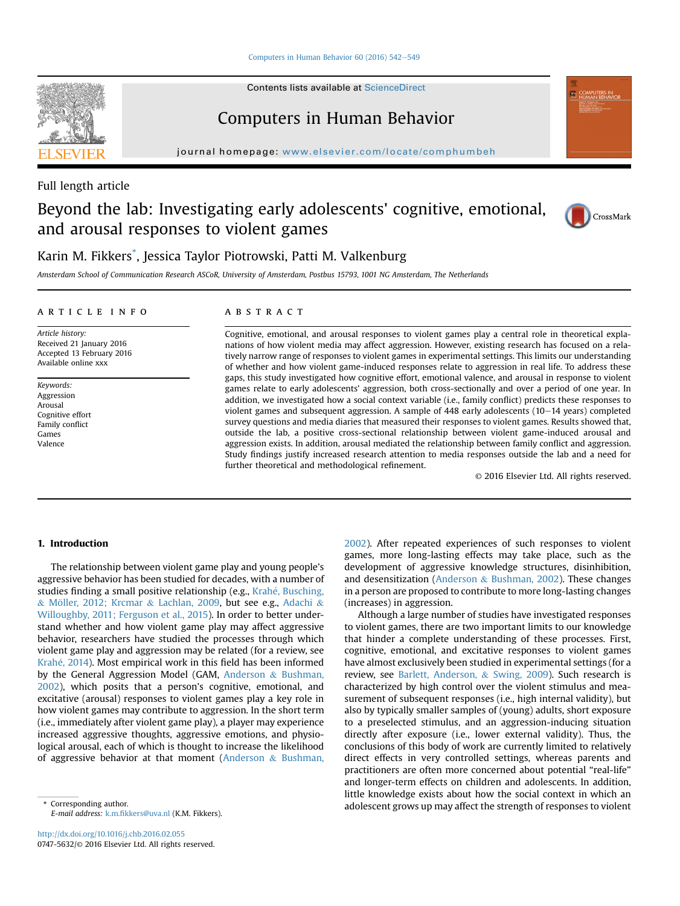Full length article

# Beyond the lab: Investigating early adolescents' cognitive, emotional, and arousal responses to violent games

Karin M. Fikkers*, Jessica Taylor Piotrowski, Patti M. Valkenburg

*Amsterdam School of Communication Research ASCoR, University of Amsterdam, Postbus 15793, 1001 NG Amsterdam, The Netherlands*

## ARTICLE INFO

*Article history:*
Received 21 January 2016
Accepted 13 February 2016
Available online xxx

*Keywords:*
Aggression
Arousal
Cognitive effort
Family conflict
Games
Valence

## ABSTRACT

Cognitive, emotional, and arousal responses to violent games play a central role in theoretical explanations of how violent media may affect aggression. However, existing research has focused on a relatively narrow range of responses to violent games in experimental settings. This limits our understanding of whether and how violent game-induced responses relate to aggression in real life. To address these gaps, this study investigated how cognitive effort, emotional valence, and arousal in response to violent games relate to early adolescents' aggression, both cross-sectionally and over a period of one year. In addition, we investigated how a social context variable (i.e., family conflict) predicts these responses to violent games and subsequent aggression. A sample of 448 early adolescents (10–14 years) completed survey questions and media diaries that measured their responses to violent games. Results showed that, outside the lab, a positive cross-sectional relationship between violent game-induced arousal and aggression exists. In addition, arousal mediated the relationship between family conflict and aggression. Study findings justify increased research attention to media responses outside the lab and a need for further theoretical and methodological refinement.

© 2016 Elsevier Ltd. All rights reserved.

## 1. Introduction

The relationship between violent game play and young people's aggressive behavior has been studied for decades, with a number of studies finding a small positive relationship (e.g., Krahé, Busching, & Möller, 2012; Krcmar & Lachlan, 2009, but see e.g., Adachi & Willoughby, 2011; Ferguson et al., 2015). In order to better understand whether and how violent game play may affect aggressive behavior, researchers have studied the processes through which violent game play and aggression may be related (for a review, see Krahé, 2014). Most empirical work in this field has been informed by the General Aggression Model (GAM, Anderson & Bushman, 2002), which posits that a person's cognitive, emotional, and excitative (arousal) responses to violent games play a key role in how violent games may contribute to aggression. In the short term (i.e., immediately after violent game play), a player may experience increased aggressive thoughts, aggressive emotions, and physiological arousal, each of which is thought to increase the likelihood of aggressive behavior at that moment (Anderson & Bushman, 2002). After repeated experiences of such responses to violent games, more long-lasting effects may take place, such as the development of aggressive knowledge structures, disinhibition, and desensitization (Anderson & Bushman, 2002). These changes in a person are proposed to contribute to more long-lasting changes (increases) in aggression.

Although a large number of studies have investigated responses to violent games, there are two important limits to our knowledge that hinder a complete understanding of these processes. First, cognitive, emotional, and excitative responses to violent games have almost exclusively been studied in experimental settings (for a review, see Barlett, Anderson, & Swing, 2009). Such research is characterized by high control over the violent stimulus and measurement of subsequent responses (i.e., high internal validity), but also by typically smaller samples of (young) adults, short exposure to a preselected stimulus, and an aggression-inducing situation directly after exposure (i.e., lower external validity). Thus, the conclusions of this body of work are currently limited to relatively direct effects in very controlled settings, whereas parents and practitioners are often more concerned about potential "real-life" and longer-term effects on children and adolescents. In addition, little knowledge exists about how the social context in which an adolescent grows up may affect the strength of responses to violent

* Corresponding author.
E-mail address: k.m.fikkers@uva.nl (K.M. Fikkers).

http://dx.doi.org/10.1016/j.chb.2016.02.055
0747-5632/© 2016 Elsevier Ltd. All rights reserved.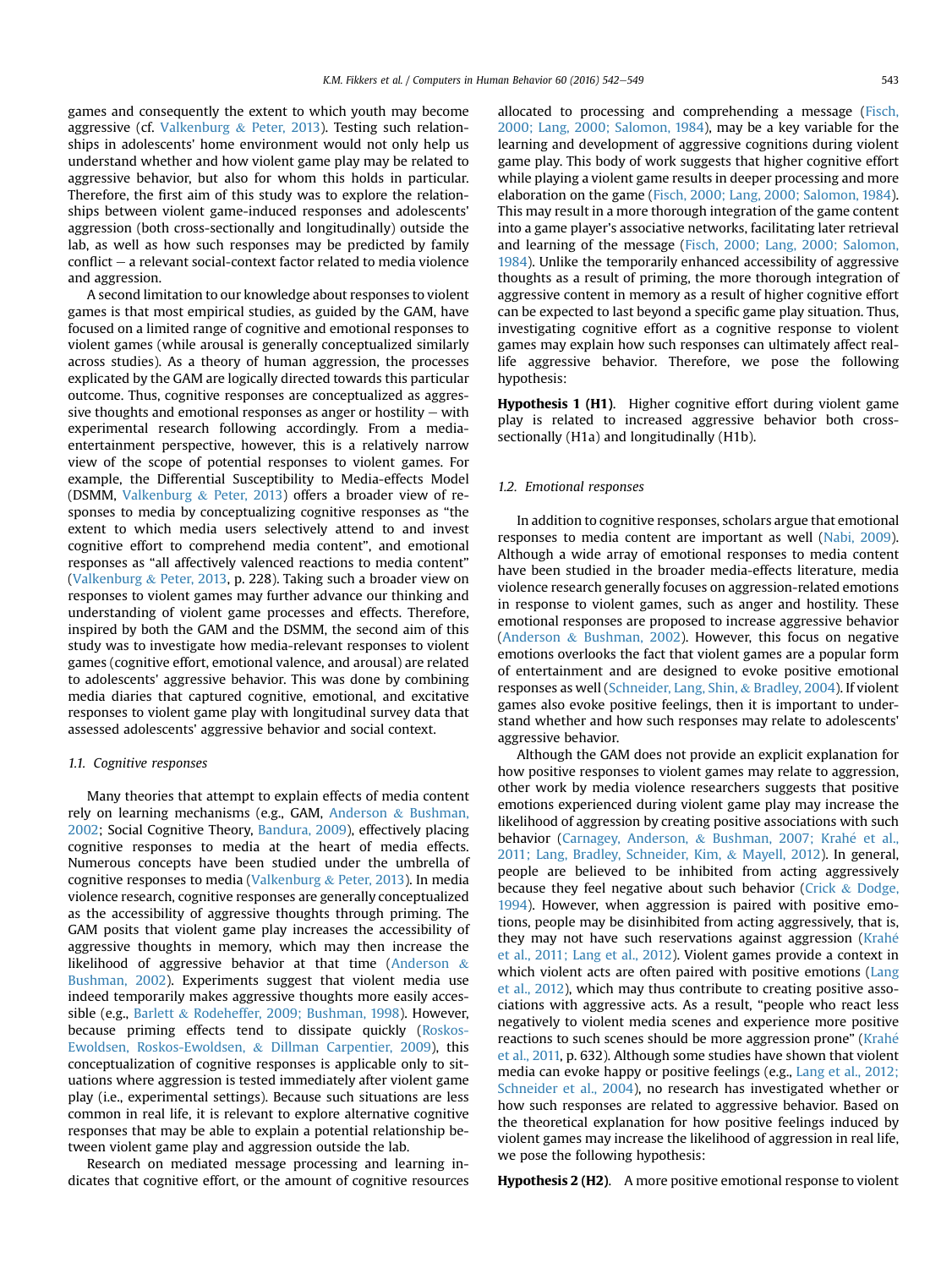games and consequently the extent to which youth may become aggressive (cf. Valkenburg & Peter, 2013). Testing such relationships in adolescents' home environment would not only help us understand whether and how violent game play may be related to aggressive behavior, but also for whom this holds in particular. Therefore, the first aim of this study was to explore the relationships between violent game-induced responses and adolescents' aggression (both cross-sectionally and longitudinally) outside the lab, as well as how such responses may be predicted by family conflict – a relevant social-context factor related to media violence and aggression.

A second limitation to our knowledge about responses to violent games is that most empirical studies, as guided by the GAM, have focused on a limited range of cognitive and emotional responses to violent games (while arousal is generally conceptualized similarly across studies). As a theory of human aggression, the processes explicated by the GAM are logically directed towards this particular outcome. Thus, cognitive responses are conceptualized as aggressive thoughts and emotional responses as anger or hostility – with experimental research following accordingly. From a media-entertainment perspective, however, this is a relatively narrow view of the scope of potential responses to violent games. For example, the Differential Susceptibility to Media-effects Model (DSMM, Valkenburg & Peter, 2013) offers a broader view of responses to media by conceptualizing cognitive responses as "the extent to which media users selectively attend to and invest cognitive effort to comprehend media content", and emotional responses as "all affectively valenced reactions to media content" (Valkenburg & Peter, 2013, p. 228). Taking such a broader view on responses to violent games may further advance our thinking and understanding of violent game processes and effects. Therefore, inspired by both the GAM and the DSMM, the second aim of this study was to investigate how media-relevant responses to violent games (cognitive effort, emotional valence, and arousal) are related to adolescents' aggressive behavior. This was done by combining media diaries that captured cognitive, emotional, and excitative responses to violent game play with longitudinal survey data that assessed adolescents' aggressive behavior and social context.

### 1.1. Cognitive responses

Many theories that attempt to explain effects of media content rely on learning mechanisms (e.g., GAM, Anderson & Bushman, 2002; Social Cognitive Theory, Bandura, 2009), effectively placing cognitive responses to media at the heart of media effects. Numerous concepts have been studied under the umbrella of cognitive responses to media (Valkenburg & Peter, 2013). In media violence research, cognitive responses are generally conceptualized as the accessibility of aggressive thoughts through priming. The GAM posits that violent game play increases the accessibility of aggressive thoughts in memory, which may then increase the likelihood of aggressive behavior at that time (Anderson & Bushman, 2002). Experiments suggest that violent media use indeed temporarily makes aggressive thoughts more easily accessible (e.g., Barlett & Rodeheffer, 2009; Bushman, 1998). However, because priming effects tend to dissipate quickly (Roskos-Ewoldsen, Roskos-Ewoldsen, & Dillman Carpentier, 2009), this conceptualization of cognitive responses is applicable only to situations where aggression is tested immediately after violent game play (i.e., experimental settings). Because such situations are less common in real life, it is relevant to explore alternative cognitive responses that may be able to explain a potential relationship between violent game play and aggression outside the lab.

Research on mediated message processing and learning indicates that cognitive effort, or the amount of cognitive resources allocated to processing and comprehending a message (Fisch, 2000; Lang, 2000; Salomon, 1984), may be a key variable for the learning and development of aggressive cognitions during violent game play. This body of work suggests that higher cognitive effort while playing a violent game results in deeper processing and more elaboration on the game (Fisch, 2000; Lang, 2000; Salomon, 1984). This may result in a more thorough integration of the game content into a game player's associative networks, facilitating later retrieval and learning of the message (Fisch, 2000; Lang, 2000; Salomon, 1984). Unlike the temporarily enhanced accessibility of aggressive thoughts as a result of priming, the more thorough integration of aggressive content in memory as a result of higher cognitive effort can be expected to last beyond a specific game play situation. Thus, investigating cognitive effort as a cognitive response to violent games may explain how such responses can ultimately affect real-life aggressive behavior. Therefore, we pose the following hypothesis:

**Hypothesis 1 (H1).** Higher cognitive effort during violent game play is related to increased aggressive behavior both cross-sectionally (H1a) and longitudinally (H1b).

### 1.2. Emotional responses

In addition to cognitive responses, scholars argue that emotional responses to media content are important as well (Nabi, 2009). Although a wide array of emotional responses to media content have been studied in the broader media-effects literature, media violence research generally focuses on aggression-related emotions in response to violent games, such as anger and hostility. These emotional responses are proposed to increase aggressive behavior (Anderson & Bushman, 2002). However, this focus on negative emotions overlooks the fact that violent games are a popular form of entertainment and are designed to evoke positive emotional responses as well (Schneider, Lang, Shin, & Bradley, 2004). If violent games also evoke positive feelings, then it is important to understand whether and how such responses may relate to adolescents' aggressive behavior.

Although the GAM does not provide an explicit explanation for how positive responses to violent games may relate to aggression, other work by media violence researchers suggests that positive emotions experienced during violent game play may increase the likelihood of aggression by creating positive associations with such behavior (Carnagey, Anderson, & Bushman, 2007; Krahé et al., 2011; Lang, Bradley, Schneider, Kim, & Mayell, 2012). In general, people are believed to be inhibited from acting aggressively because they feel negative about such behavior (Crick & Dodge, 1994). However, when aggression is paired with positive emotions, people may be disinhibited from acting aggressively, that is, they may not have such reservations against aggression (Krahé et al., 2011; Lang et al., 2012). Violent games provide a context in which violent acts are often paired with positive emotions (Lang et al., 2012), which may thus contribute to creating positive associations with aggressive acts. As a result, "people who react less negatively to violent media scenes and experience more positive reactions to such scenes should be more aggression prone" (Krahé et al., 2011, p. 632). Although some studies have shown that violent media can evoke happy or positive feelings (e.g., Lang et al., 2012; Schneider et al., 2004), no research has investigated whether or how such responses are related to aggressive behavior. Based on the theoretical explanation for how positive feelings induced by violent games may increase the likelihood of aggression in real life, we pose the following hypothesis:

**Hypothesis 2 (H2).** A more positive emotional response to violent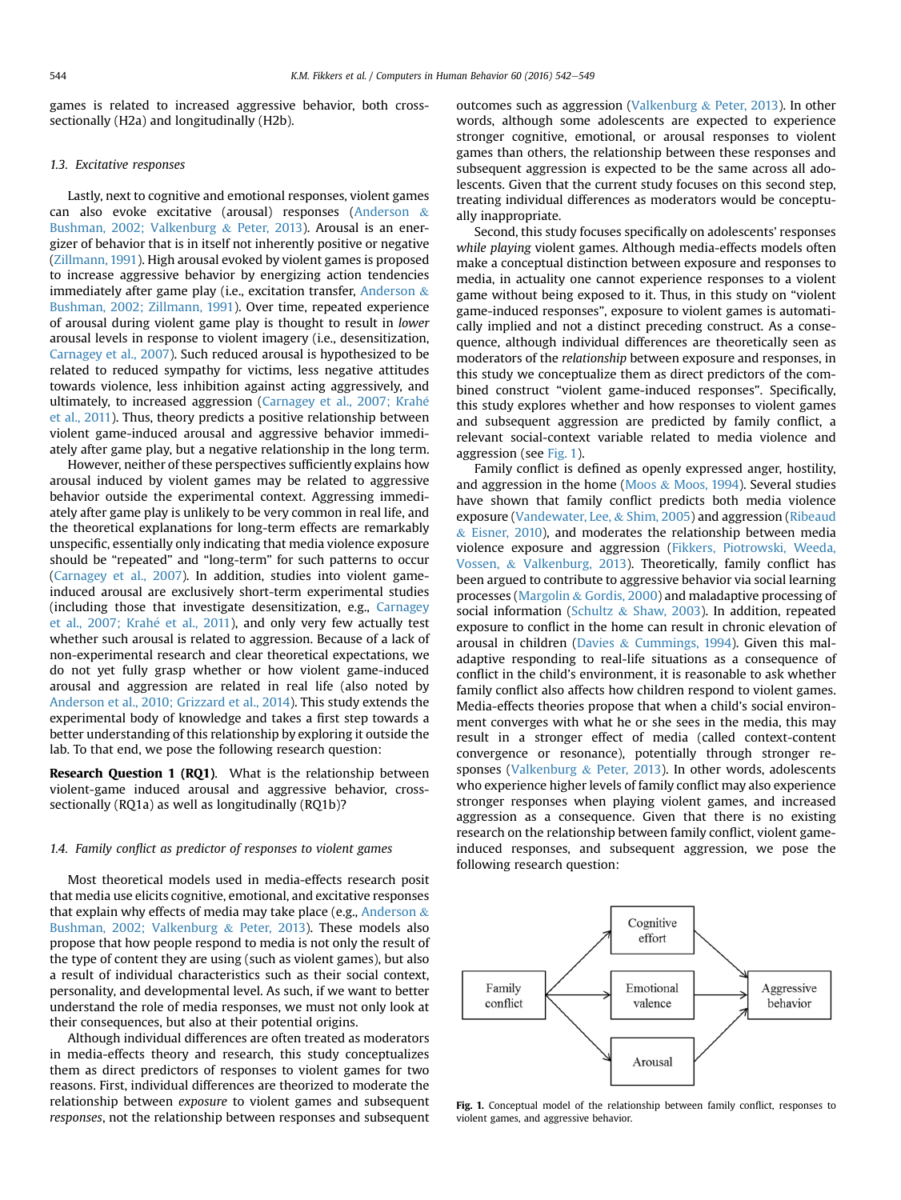games is related to increased aggressive behavior, both cross-sectionally (H2a) and longitudinally (H2b).

### 1.3. Excitative responses

Lastly, next to cognitive and emotional responses, violent games can also evoke excitative (arousal) responses (Anderson & Bushman, 2002; Valkenburg & Peter, 2013). Arousal is an energizer of behavior that is in itself not inherently positive or negative (Zillmann, 1991). High arousal evoked by violent games is proposed to increase aggressive behavior by energizing action tendencies immediately after game play (i.e., excitation transfer, Anderson & Bushman, 2002; Zillmann, 1991). Over time, repeated experience of arousal during violent game play is thought to result in *lower* arousal levels in response to violent imagery (i.e., desensitization, Carnagey et al., 2007). Such reduced arousal is hypothesized to be related to reduced sympathy for victims, less negative attitudes towards violence, less inhibition against acting aggressively, and ultimately, to increased aggression (Carnagey et al., 2007; Krahé et al., 2011). Thus, theory predicts a positive relationship between violent game-induced arousal and aggressive behavior immediately after game play, but a negative relationship in the long term.

However, neither of these perspectives sufficiently explains how arousal induced by violent games may be related to aggressive behavior outside the experimental context. Aggressing immediately after game play is unlikely to be very common in real life, and the theoretical explanations for long-term effects are remarkably unspecific, essentially only indicating that media violence exposure should be "repeated" and "long-term" for such patterns to occur (Carnagey et al., 2007). In addition, studies into violent game-induced arousal are exclusively short-term experimental studies (including those that investigate desensitization, e.g., Carnagey et al., 2007; Krahé et al., 2011), and only very few actually test whether such arousal is related to aggression. Because of a lack of non-experimental research and clear theoretical expectations, we do not yet fully grasp whether or how violent game-induced arousal and aggression are related in real life (also noted by Anderson et al., 2010; Grizzard et al., 2014). This study extends the experimental body of knowledge and takes a first step towards a better understanding of this relationship by exploring it outside the lab. To that end, we pose the following research question:

**Research Question 1 (RQ1).** What is the relationship between violent-game induced arousal and aggressive behavior, cross-sectionally (RQ1a) as well as longitudinally (RQ1b)?

### 1.4. Family conflict as predictor of responses to violent games

Most theoretical models used in media-effects research posit that media use elicits cognitive, emotional, and excitative responses that explain why effects of media may take place (e.g., Anderson & Bushman, 2002; Valkenburg & Peter, 2013). These models also propose that how people respond to media is not only the result of the type of content they are using (such as violent games), but also a result of individual characteristics such as their social context, personality, and developmental level. As such, if we want to better understand the role of media responses, we must not only look at their consequences, but also at their potential origins.

Although individual differences are often treated as moderators in media-effects theory and research, this study conceptualizes them as direct predictors of responses to violent games for two reasons. First, individual differences are theorized to moderate the relationship between *exposure* to violent games and subsequent *responses*, not the relationship between responses and subsequent outcomes such as aggression (Valkenburg & Peter, 2013). In other words, although some adolescents are expected to experience stronger cognitive, emotional, or arousal responses to violent games than others, the relationship between these responses and subsequent aggression is expected to be the same across all adolescents. Given that the current study focuses on this second step, treating individual differences as moderators would be conceptually inappropriate.

Second, this study focuses specifically on adolescents' responses *while playing* violent games. Although media-effects models often make a conceptual distinction between exposure and responses to media, in actuality one cannot experience responses to a violent game without being exposed to it. Thus, in this study on "violent game-induced responses", exposure to violent games is automatically implied and not a distinct preceding construct. As a consequence, although individual differences are theoretically seen as moderators of the *relationship* between exposure and responses, in this study we conceptualize them as direct predictors of the combined construct "violent game-induced responses". Specifically, this study explores whether and how responses to violent games and subsequent aggression are predicted by family conflict, a relevant social-context variable related to media violence and aggression (see Fig. 1).

Family conflict is defined as openly expressed anger, hostility, and aggression in the home (Moos & Moos, 1994). Several studies have shown that family conflict predicts both media violence exposure (Vandewater, Lee, & Shim, 2005) and aggression (Ribeaud & Eisner, 2010), and moderates the relationship between media violence exposure and aggression (Fikkers, Piotrowski, Weeda, Vossen, & Valkenburg, 2013). Theoretically, family conflict has been argued to contribute to aggressive behavior via social learning processes (Margolin & Gordis, 2000) and maladaptive processing of social information (Schultz & Shaw, 2003). In addition, repeated exposure to conflict in the home can result in chronic elevation of arousal in children (Davies & Cummings, 1994). Given this maladaptive responding to real-life situations as a consequence of conflict in the child's environment, it is reasonable to ask whether family conflict also affects how children respond to violent games. Media-effects theories propose that when a child's social environment converges with what he or she sees in the media, this may result in a stronger effect of media (called context-content convergence or resonance), potentially through stronger responses (Valkenburg & Peter, 2013). In other words, adolescents who experience higher levels of family conflict may also experience stronger responses when playing violent games, and increased aggression as a consequence. Given that there is no existing research on the relationship between family conflict, violent game-induced responses, and subsequent aggression, we pose the following research question:

Family conflict
Cognitive effort
Emotional valence
Arousal
Aggressive behavior

**Fig. 1.** Conceptual model of the relationship between family conflict, responses to violent games, and aggressive behavior.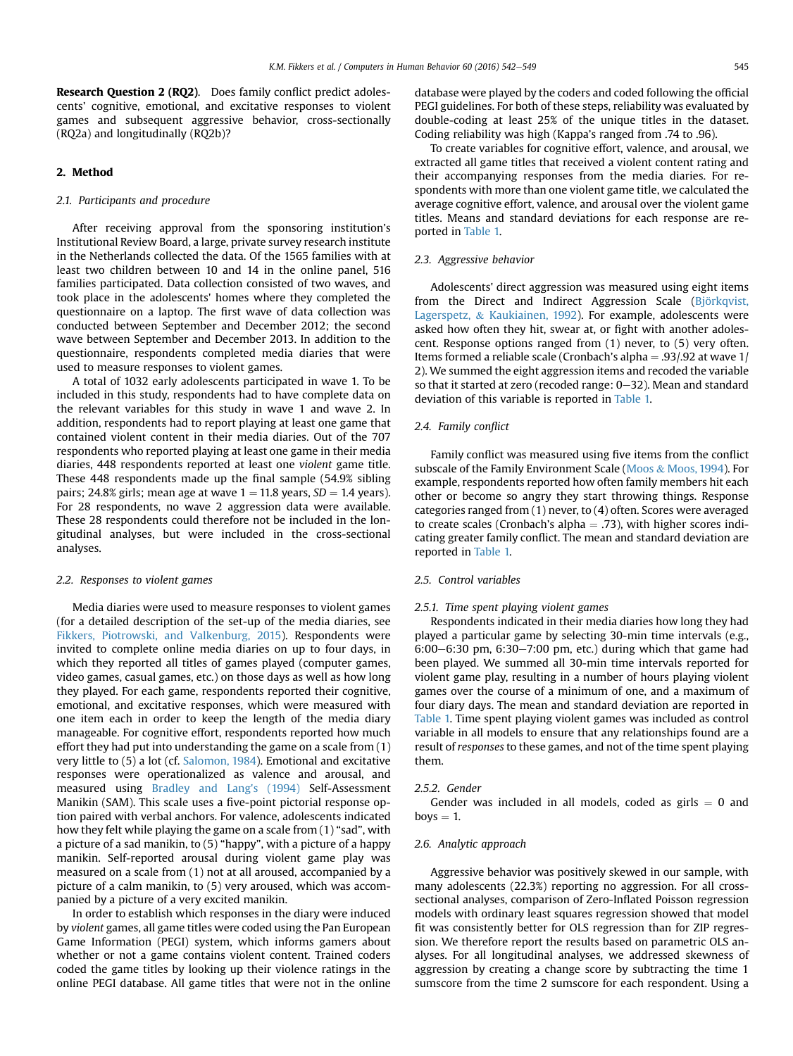**Research Question 2 (RQ2).** Does family conflict predict adolescents' cognitive, emotional, and excitative responses to violent games and subsequent aggressive behavior, cross-sectionally (RQ2a) and longitudinally (RQ2b)?

## 2. Method

### 2.1. Participants and procedure

After receiving approval from the sponsoring institution's Institutional Review Board, a large, private survey research institute in the Netherlands collected the data. Of the 1565 families with at least two children between 10 and 14 in the online panel, 516 families participated. Data collection consisted of two waves, and took place in the adolescents' homes where they completed the questionnaire on a laptop. The first wave of data collection was conducted between September and December 2012; the second wave between September and December 2013. In addition to the questionnaire, respondents completed media diaries that were used to measure responses to violent games.

A total of 1032 early adolescents participated in wave 1. To be included in this study, respondents had to have complete data on the relevant variables for this study in wave 1 and wave 2. In addition, respondents had to report playing at least one game that contained violent content in their media diaries. Out of the 707 respondents who reported playing at least one game in their media diaries, 448 respondents reported at least one *violent* game title. These 448 respondents made up the final sample (54.9% sibling pairs; 24.8% girls; mean age at wave 1 = 11.8 years, *SD* = 1.4 years). For 28 respondents, no wave 2 aggression data were available. These 28 respondents could therefore not be included in the longitudinal analyses, but were included in the cross-sectional analyses.

### 2.2. Responses to violent games

Media diaries were used to measure responses to violent games (for a detailed description of the set-up of the media diaries, see Fikkers, Piotrowski, and Valkenburg, 2015). Respondents were invited to complete online media diaries on up to four days, in which they reported all titles of games played (computer games, video games, casual games, etc.) on those days as well as how long they played. For each game, respondents reported their cognitive, emotional, and excitative responses, which were measured with one item each in order to keep the length of the media diary manageable. For cognitive effort, respondents reported how much effort they had put into understanding the game on a scale from (1) very little to (5) a lot (cf. Salomon, 1984). Emotional and excitative responses were operationalized as valence and arousal, and measured using Bradley and Lang's (1994) Self-Assessment Manikin (SAM). This scale uses a five-point pictorial response option paired with verbal anchors. For valence, adolescents indicated how they felt while playing the game on a scale from (1) "sad", with a picture of a sad manikin, to (5) "happy", with a picture of a happy manikin. Self-reported arousal during violent game play was measured on a scale from (1) not at all aroused, accompanied by a picture of a calm manikin, to (5) very aroused, which was accompanied by a picture of a very excited manikin.

In order to establish which responses in the diary were induced by *violent* games, all game titles were coded using the Pan European Game Information (PEGI) system, which informs gamers about whether or not a game contains violent content. Trained coders coded the game titles by looking up their violence ratings in the online PEGI database. All game titles that were not in the online database were played by the coders and coded following the official PEGI guidelines. For both of these steps, reliability was evaluated by double-coding at least 25% of the unique titles in the dataset. Coding reliability was high (Kappa's ranged from .74 to .96).

To create variables for cognitive effort, valence, and arousal, we extracted all game titles that received a violent content rating and their accompanying responses from the media diaries. For respondents with more than one violent game title, we calculated the average cognitive effort, valence, and arousal over the violent game titles. Means and standard deviations for each response are reported in Table 1.

### 2.3. Aggressive behavior

Adolescents' direct aggression was measured using eight items from the Direct and Indirect Aggression Scale (Björkqvist, Lagerspetz, & Kaukiainen, 1992). For example, adolescents were asked how often they hit, swear at, or fight with another adolescent. Response options ranged from (1) never, to (5) very often. Items formed a reliable scale (Cronbach's alpha = .93/.92 at wave 1/2). We summed the eight aggression items and recoded the variable so that it started at zero (recoded range: 0–32). Mean and standard deviation of this variable is reported in Table 1.

### 2.4. Family conflict

Family conflict was measured using five items from the conflict subscale of the Family Environment Scale (Moos & Moos, 1994). For example, respondents reported how often family members hit each other or become so angry they start throwing things. Response categories ranged from (1) never, to (4) often. Scores were averaged to create scales (Cronbach's alpha = .73), with higher scores indicating greater family conflict. The mean and standard deviation are reported in Table 1.

### 2.5. Control variables

#### 2.5.1. Time spent playing violent games

Respondents indicated in their media diaries how long they had played a particular game by selecting 30-min time intervals (e.g., 6:00–6:30 pm, 6:30–7:00 pm, etc.) during which that game had been played. We summed all 30-min time intervals reported for violent game play, resulting in a number of hours playing violent games over the course of a minimum of one, and a maximum of four diary days. The mean and standard deviation are reported in Table 1. Time spent playing violent games was included as control variable in all models to ensure that any relationships found are a result of *responses* to these games, and not of the time spent playing them.

#### 2.5.2. Gender

Gender was included in all models, coded as girls = 0 and boys = 1.

### 2.6. Analytic approach

Aggressive behavior was positively skewed in our sample, with many adolescents (22.3%) reporting no aggression. For all cross-sectional analyses, comparison of Zero-Inflated Poisson regression models with ordinary least squares regression showed that model fit was consistently better for OLS regression than for ZIP regression. We therefore report the results based on parametric OLS analyses. For all longitudinal analyses, we addressed skewness of aggression by creating a change score by subtracting the time 1 sumscore from the time 2 sumscore for each respondent. Using a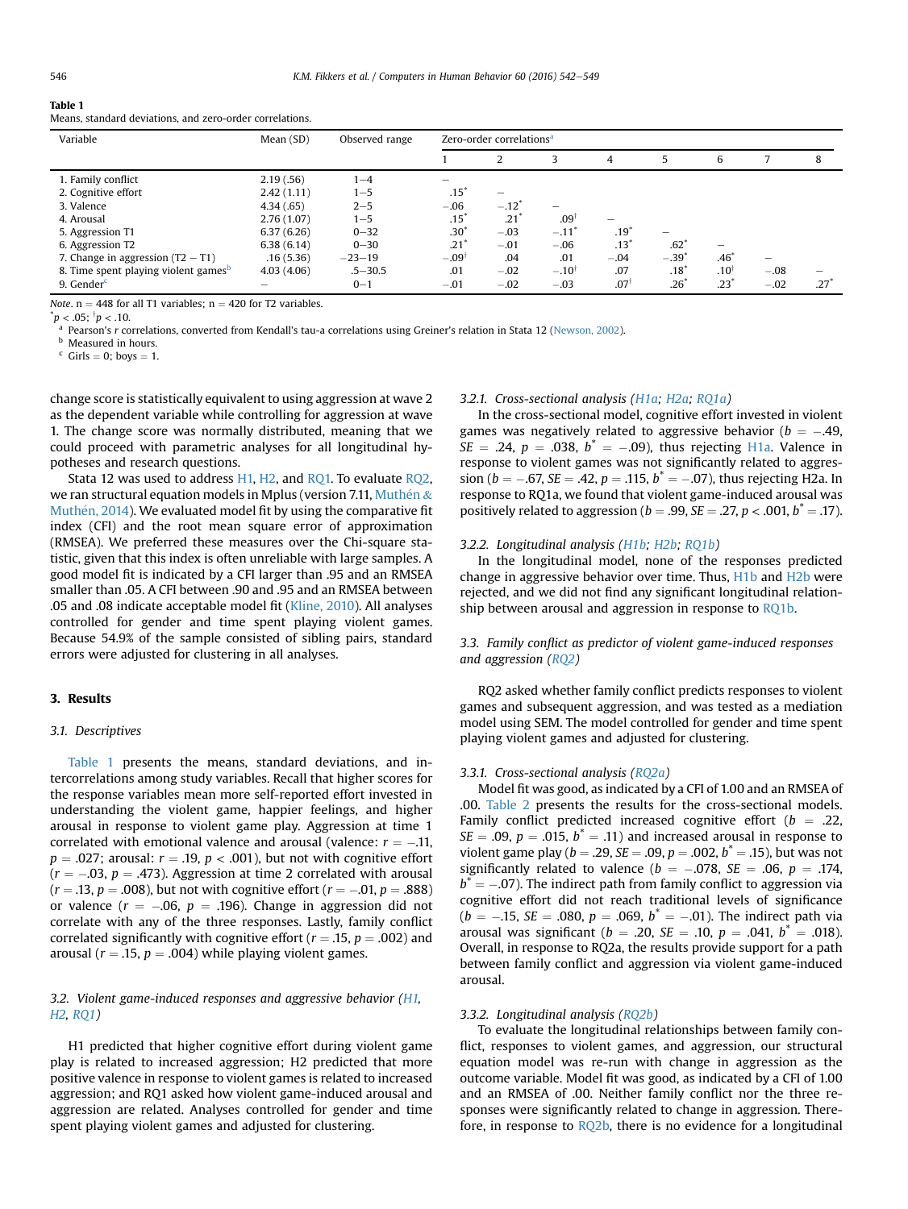**Table 1**
Means, standard deviations, and zero-order correlations.

| Variable | Mean (SD) | Observed range | Zero-order correlations[a] | | | | | | | |
|---|---|---|---|---|---|---|---|---|---|---|
| | | | 1 | 2 | 3 | 4 | 5 | 6 | 7 | 8 |
| 1. Family conflict | 2.19 (.56) | 1–4 | – | | | | | | | |
| 2. Cognitive effort | 2.42 (1.11) | 1–5 | .15* | – | | | | | | |
| 3. Valence | 4.34 (.65) | 2–5 | −.06 | −.12* | – | | | | | |
| 4. Arousal | 2.76 (1.07) | 1–5 | .15* | .21* | .09† | – | | | | |
| 5. Aggression T1 | 6.37 (6.26) | 0–32 | .30* | −.03 | −.11* | .19* | – | | | |
| 6. Aggression T2 | 6.38 (6.14) | 0–30 | .21* | −.01 | −.06 | .13* | .62* | – | | |
| 7. Change in aggression (T2 − T1) | .16 (5.36) | −23–19 | −.09† | .04 | .01 | −.04 | −.39* | .46* | – | |
| 8. Time spent playing violent games[b] | 4.03 (4.06) | .5–30.5 | .01 | −.02 | −.10† | .07 | .18* | .10† | −.08 | – |
| 9. Gender[c] | – | 0–1 | −.01 | −.02 | −.03 | .07† | .26* | .23* | −.02 | .27* |

*Note*. n = 448 for all T1 variables; n = 420 for T2 variables.
*$p < .05$; †$p < .10$.
[a] Pearson's r correlations, converted from Kendall's tau-a correlations using Greiner's relation in Stata 12 (Newson, 2002).
[b] Measured in hours.
[c] Girls = 0; boys = 1.

change score is statistically equivalent to using aggression at wave 2 as the dependent variable while controlling for aggression at wave 1. The change score was normally distributed, meaning that we could proceed with parametric analyses for all longitudinal hypotheses and research questions.

Stata 12 was used to address H1, H2, and RQ1. To evaluate RQ2, we ran structural equation models in Mplus (version 7.11, Muthén & Muthén, 2014). We evaluated model fit by using the comparative fit index (CFI) and the root mean square error of approximation (RMSEA). We preferred these measures over the Chi-square statistic, given that this index is often unreliable with large samples. A good model fit is indicated by a CFI larger than .95 and an RMSEA smaller than .05. A CFI between .90 and .95 and an RMSEA between .05 and .08 indicate acceptable model fit (Kline, 2010). All analyses controlled for gender and time spent playing violent games. Because 54.9% of the sample consisted of sibling pairs, standard errors were adjusted for clustering in all analyses.

## 3. Results

### 3.1. Descriptives

Table 1 presents the means, standard deviations, and intercorrelations among study variables. Recall that higher scores for the response variables mean more self-reported effort invested in understanding the violent game, happier feelings, and higher arousal in response to violent game play. Aggression at time 1 correlated with emotional valence and arousal (valence: $r = -.11$, $p = .027$; arousal: $r = .19$, $p < .001$), but not with cognitive effort ($r = -.03$, $p = .473$). Aggression at time 2 correlated with arousal ($r = .13$, $p = .008$), but not with cognitive effort ($r = -.01$, $p = .888$) or valence ($r = -.06$, $p = .196$). Change in aggression did not correlate with any of the three responses. Lastly, family conflict correlated significantly with cognitive effort ($r = .15$, $p = .002$) and arousal ($r = .15$, $p = .004$) while playing violent games.

### 3.2. Violent game-induced responses and aggressive behavior (H1, H2, RQ1)

H1 predicted that higher cognitive effort during violent game play is related to increased aggression; H2 predicted that more positive valence in response to violent games is related to increased aggression; and RQ1 asked how violent game-induced arousal and aggression are related. Analyses controlled for gender and time spent playing violent games and adjusted for clustering.

#### 3.2.1. Cross-sectional analysis (H1a; H2a; RQ1a)

In the cross-sectional model, cognitive effort invested in violent games was negatively related to aggressive behavior ($b = -.49$, $SE = .24$, $p = .038$, $b^* = -.09$), thus rejecting H1a. Valence in response to violent games was not significantly related to aggression ($b = -.67$, $SE = .42$, $p = .115$, $b^* = -.07$), thus rejecting H2a. In response to RQ1a, we found that violent game-induced arousal was positively related to aggression ($b = .99$, $SE = .27$, $p < .001$, $b^* = .17$).

#### 3.2.2. Longitudinal analysis (H1b; H2b; RQ1b)

In the longitudinal model, none of the responses predicted change in aggressive behavior over time. Thus, H1b and H2b were rejected, and we did not find any significant longitudinal relationship between arousal and aggression in response to RQ1b.

### 3.3. Family conflict as predictor of violent game-induced responses and aggression (RQ2)

RQ2 asked whether family conflict predicts responses to violent games and subsequent aggression, and was tested as a mediation model using SEM. The model controlled for gender and time spent playing violent games and adjusted for clustering.

#### 3.3.1. Cross-sectional analysis (RQ2a)

Model fit was good, as indicated by a CFI of 1.00 and an RMSEA of .00. Table 2 presents the results for the cross-sectional models. Family conflict predicted increased cognitive effort ($b = .22$, $SE = .09$, $p = .015$, $b^* = .11$) and increased arousal in response to violent game play ($b = .29$, $SE = .09$, $p = .002$, $b^* = .15$), but was not significantly related to valence ($b = -.078$, $SE = .06$, $p = .174$, $b^* = -.07$). The indirect path from family conflict to aggression via cognitive effort did not reach traditional levels of significance ($b = -.15$, $SE = .080$, $p = .069$, $b^* = -.01$). The indirect path via arousal was significant ($b = .20$, $SE = .10$, $p = .041$, $b^* = .018$). Overall, in response to RQ2a, the results provide support for a path between family conflict and aggression via violent game-induced arousal.

#### 3.3.2. Longitudinal analysis (RQ2b)

To evaluate the longitudinal relationships between family conflict, responses to violent games, and aggression, our structural equation model was re-run with change in aggression as the outcome variable. Model fit was good, as indicated by a CFI of 1.00 and an RMSEA of .00. Neither family conflict nor the three responses were significantly related to change in aggression. Therefore, in response to RQ2b, there is no evidence for a longitudinal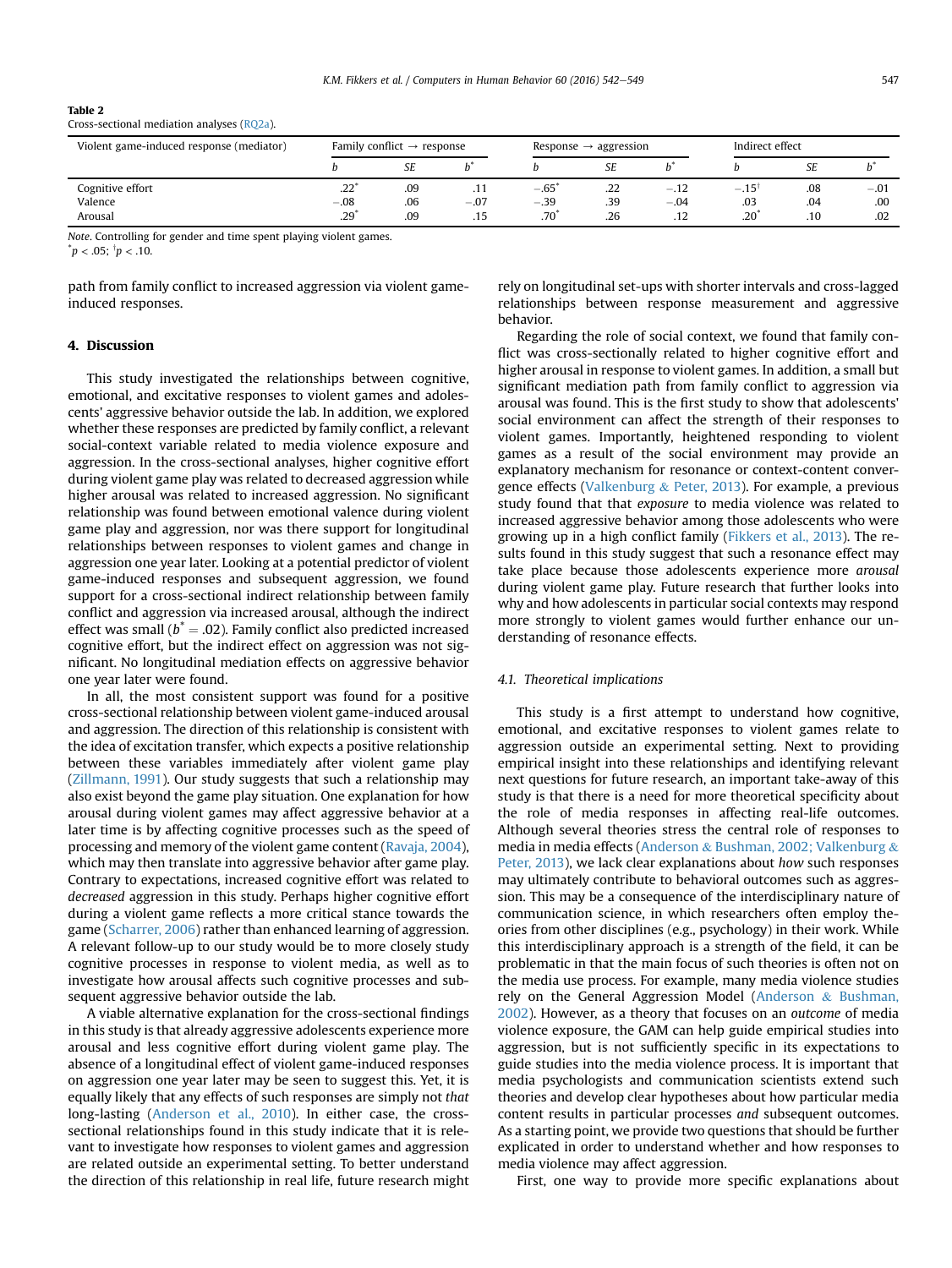**Table 2**
Cross-sectional mediation analyses (RQ2a).

| Violent game-induced response (mediator) | Family conflict → response | | | Response → aggression | | | Indirect effect | | |
|---|---|---|---|---|---|---|---|---|---|
| | $b$ | $SE$ | $b^*$ | $b$ | $SE$ | $b^*$ | $b$ | $SE$ | $b^*$ |
| Cognitive effort | .22* | .09 | .11 | −.65* | .22 | −.12 | −.15† | .08 | −.01 |
| Valence | −.08 | .06 | −.07 | −.39 | .39 | −.04 | .03 | .04 | .00 |
| Arousal | .29* | .09 | .15 | .70* | .26 | .12 | .20* | .10 | .02 |

*Note*. Controlling for gender and time spent playing violent games.
* $p < .05$; † $p < .10$.

path from family conflict to increased aggression via violent game-induced responses.

## 4. Discussion

This study investigated the relationships between cognitive, emotional, and excitative responses to violent games and adolescents' aggressive behavior outside the lab. In addition, we explored whether these responses are predicted by family conflict, a relevant social-context variable related to media violence exposure and aggression. In the cross-sectional analyses, higher cognitive effort during violent game play was related to decreased aggression while higher arousal was related to increased aggression. No significant relationship was found between emotional valence during violent game play and aggression, nor was there support for longitudinal relationships between responses to violent games and change in aggression one year later. Looking at a potential predictor of violent game-induced responses and subsequent aggression, we found support for a cross-sectional indirect relationship between family conflict and aggression via increased arousal, although the indirect effect was small ($b^* = .02$). Family conflict also predicted increased cognitive effort, but the indirect effect on aggression was not significant. No longitudinal mediation effects on aggressive behavior one year later were found.

In all, the most consistent support was found for a positive cross-sectional relationship between violent game-induced arousal and aggression. The direction of this relationship is consistent with the idea of excitation transfer, which expects a positive relationship between these variables immediately after violent game play (Zillmann, 1991). Our study suggests that such a relationship may also exist beyond the game play situation. One explanation for how arousal during violent games may affect aggressive behavior at a later time is by affecting cognitive processes such as the speed of processing and memory of the violent game content (Ravaja, 2004), which may then translate into aggressive behavior after game play. Contrary to expectations, increased cognitive effort was related to *decreased* aggression in this study. Perhaps higher cognitive effort during a violent game reflects a more critical stance towards the game (Scharrer, 2006) rather than enhanced learning of aggression. A relevant follow-up to our study would be to more closely study cognitive processes in response to violent media, as well as to investigate how arousal affects such cognitive processes and subsequent aggressive behavior outside the lab.

A viable alternative explanation for the cross-sectional findings in this study is that already aggressive adolescents experience more arousal and less cognitive effort during violent game play. The absence of a longitudinal effect of violent game-induced responses on aggression one year later may be seen to suggest this. Yet, it is equally likely that any effects of such responses are simply not *that* long-lasting (Anderson et al., 2010). In either case, the cross-sectional relationships found in this study indicate that it is relevant to investigate how responses to violent games and aggression are related outside an experimental setting. To better understand the direction of this relationship in real life, future research might rely on longitudinal set-ups with shorter intervals and cross-lagged relationships between response measurement and aggressive behavior.

Regarding the role of social context, we found that family conflict was cross-sectionally related to higher cognitive effort and higher arousal in response to violent games. In addition, a small but significant mediation path from family conflict to aggression via arousal was found. This is the first study to show that adolescents' social environment can affect the strength of their responses to violent games. Importantly, heightened responding to violent games as a result of the social environment may provide an explanatory mechanism for resonance or context-content convergence effects (Valkenburg & Peter, 2013). For example, a previous study found that that *exposure* to media violence was related to increased aggressive behavior among those adolescents who were growing up in a high conflict family (Fikkers et al., 2013). The results found in this study suggest that such a resonance effect may take place because those adolescents experience more *arousal* during violent game play. Future research that further looks into why and how adolescents in particular social contexts may respond more strongly to violent games would further enhance our understanding of resonance effects.

### 4.1. Theoretical implications

This study is a first attempt to understand how cognitive, emotional, and excitative responses to violent games relate to aggression outside an experimental setting. Next to providing empirical insight into these relationships and identifying relevant next questions for future research, an important take-away of this study is that there is a need for more theoretical specificity about the role of media responses in affecting real-life outcomes. Although several theories stress the central role of responses to media in media effects (Anderson & Bushman, 2002; Valkenburg & Peter, 2013), we lack clear explanations about *how* such responses may ultimately contribute to behavioral outcomes such as aggression. This may be a consequence of the interdisciplinary nature of communication science, in which researchers often employ theories from other disciplines (e.g., psychology) in their work. While this interdisciplinary approach is a strength of the field, it can be problematic in that the main focus of such theories is often not on the media use process. For example, many media violence studies rely on the General Aggression Model (Anderson & Bushman, 2002). However, as a theory that focuses on an *outcome* of media violence exposure, the GAM can help guide empirical studies into aggression, but is not sufficiently specific in its expectations to guide studies into the media violence process. It is important that media psychologists and communication scientists extend such theories and develop clear hypotheses about how particular media content results in particular processes *and* subsequent outcomes. As a starting point, we provide two questions that should be further explicated in order to understand whether and how responses to media violence may affect aggression.

First, one way to provide more specific explanations about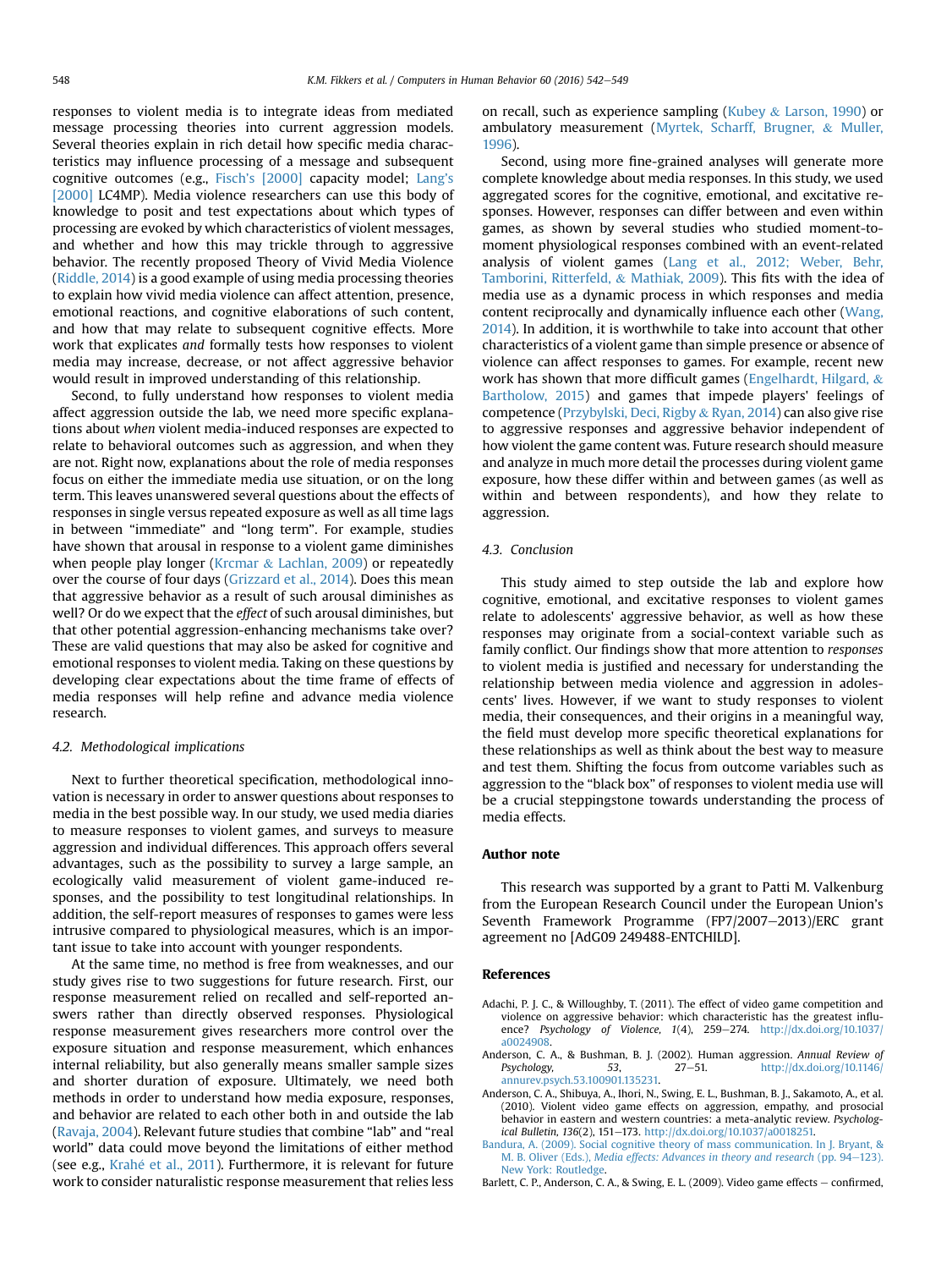responses to violent media is to integrate ideas from mediated message processing theories into current aggression models. Several theories explain in rich detail how specific media characteristics may influence processing of a message and subsequent cognitive outcomes (e.g., Fisch's [2000] capacity model; Lang's [2000] LC4MP). Media violence researchers can use this body of knowledge to posit and test expectations about which types of processing are evoked by which characteristics of violent messages, and whether and how this may trickle through to aggressive behavior. The recently proposed Theory of Vivid Media Violence (Riddle, 2014) is a good example of using media processing theories to explain how vivid media violence can affect attention, presence, emotional reactions, and cognitive elaborations of such content, and how that may relate to subsequent cognitive effects. More work that explicates *and* formally tests how responses to violent media may increase, decrease, or not affect aggressive behavior would result in improved understanding of this relationship.

Second, to fully understand how responses to violent media affect aggression outside the lab, we need more specific explanations about *when* violent media-induced responses are expected to relate to behavioral outcomes such as aggression, and when they are not. Right now, explanations about the role of media responses focus on either the immediate media use situation, or on the long term. This leaves unanswered several questions about the effects of responses in single versus repeated exposure as well as all time lags in between "immediate" and "long term". For example, studies have shown that arousal in response to a violent game diminishes when people play longer (Krcmar & Lachlan, 2009) or repeatedly over the course of four days (Grizzard et al., 2014). Does this mean that aggressive behavior as a result of such arousal diminishes as well? Or do we expect that the *effect* of such arousal diminishes, but that other potential aggression-enhancing mechanisms take over? These are valid questions that may also be asked for cognitive and emotional responses to violent media. Taking on these questions by developing clear expectations about the time frame of effects of media responses will help refine and advance media violence research.

### 4.2. Methodological implications

Next to further theoretical specification, methodological innovation is necessary in order to answer questions about responses to media in the best possible way. In our study, we used media diaries to measure responses to violent games, and surveys to measure aggression and individual differences. This approach offers several advantages, such as the possibility to survey a large sample, an ecologically valid measurement of violent game-induced responses, and the possibility to test longitudinal relationships. In addition, the self-report measures of responses to games were less intrusive compared to physiological measures, which is an important issue to take into account with younger respondents.

At the same time, no method is free from weaknesses, and our study gives rise to two suggestions for future research. First, our response measurement relied on recalled and self-reported answers rather than directly observed responses. Physiological response measurement gives researchers more control over the exposure situation and response measurement, which enhances internal reliability, but also generally means smaller sample sizes and shorter duration of exposure. Ultimately, we need both methods in order to understand how media exposure, responses, and behavior are related to each other both in and outside the lab (Ravaja, 2004). Relevant future studies that combine "lab" and "real world" data could move beyond the limitations of either method (see e.g., Krahé et al., 2011). Furthermore, it is relevant for future work to consider naturalistic response measurement that relies less on recall, such as experience sampling (Kubey & Larson, 1990) or ambulatory measurement (Myrtek, Scharff, Brugner, & Muller, 1996).

Second, using more fine-grained analyses will generate more complete knowledge about media responses. In this study, we used aggregated scores for the cognitive, emotional, and excitative responses. However, responses can differ between and even within games, as shown by several studies who studied moment-to-moment physiological responses combined with an event-related analysis of violent games (Lang et al., 2012; Weber, Behr, Tamborini, Ritterfeld, & Mathiak, 2009). This fits with the idea of media use as a dynamic process in which responses and media content reciprocally and dynamically influence each other (Wang, 2014). In addition, it is worthwhile to take into account that other characteristics of a violent game than simple presence or absence of violence can affect responses to games. For example, recent new work has shown that more difficult games (Engelhardt, Hilgard, & Bartholow, 2015) and games that impede players' feelings of competence (Przybylski, Deci, Rigby & Ryan, 2014) can also give rise to aggressive responses and aggressive behavior independent of how violent the game content was. Future research should measure and analyze in much more detail the processes during violent game exposure, how these differ within and between games (as well as within and between respondents), and how they relate to aggression.

### 4.3. Conclusion

This study aimed to step outside the lab and explore how cognitive, emotional, and excitative responses to violent games relate to adolescents' aggressive behavior, as well as how these responses may originate from a social-context variable such as family conflict. Our findings show that more attention to *responses* to violent media is justified and necessary for understanding the relationship between media violence and aggression in adolescents' lives. However, if we want to study responses to violent media, their consequences, and their origins in a meaningful way, the field must develop more specific theoretical explanations for these relationships as well as think about the best way to measure and test them. Shifting the focus from outcome variables such as aggression to the "black box" of responses to violent media use will be a crucial steppingstone towards understanding the process of media effects.

## Author note

This research was supported by a grant to Patti M. Valkenburg from the European Research Council under the European Union's Seventh Framework Programme (FP7/2007–2013)/ERC grant agreement no [AdG09 249488-ENTCHILD].

## References

Adachi, P. J. C., & Willoughby, T. (2011). The effect of video game competition and violence on aggressive behavior: which characteristic has the greatest influence? *Psychology of Violence, 1*(4), 259–274. http://dx.doi.org/10.1037/a0024908.

Anderson, C. A., & Bushman, B. J. (2002). Human aggression. *Annual Review of Psychology, 53*, 27–51. http://dx.doi.org/10.1146/annurev.psych.53.100901.135231.

Anderson, C. A., Shibuya, A., Ihori, N., Swing, E. L., Bushman, B. J., Sakamoto, A., et al. (2010). Violent video game effects on aggression, empathy, and prosocial behavior in eastern and western countries: a meta-analytic review. *Psychological Bulletin, 136*(2), 151–173. http://dx.doi.org/10.1037/a0018251.

Bandura, A. (2009). Social cognitive theory of mass communication. In J. Bryant, & M. B. Oliver (Eds.), *Media effects: Advances in theory and research* (pp. 94–123). New York: Routledge.

Barlett, C. P., Anderson, C. A., & Swing, E. L. (2009). Video game effects – confirmed,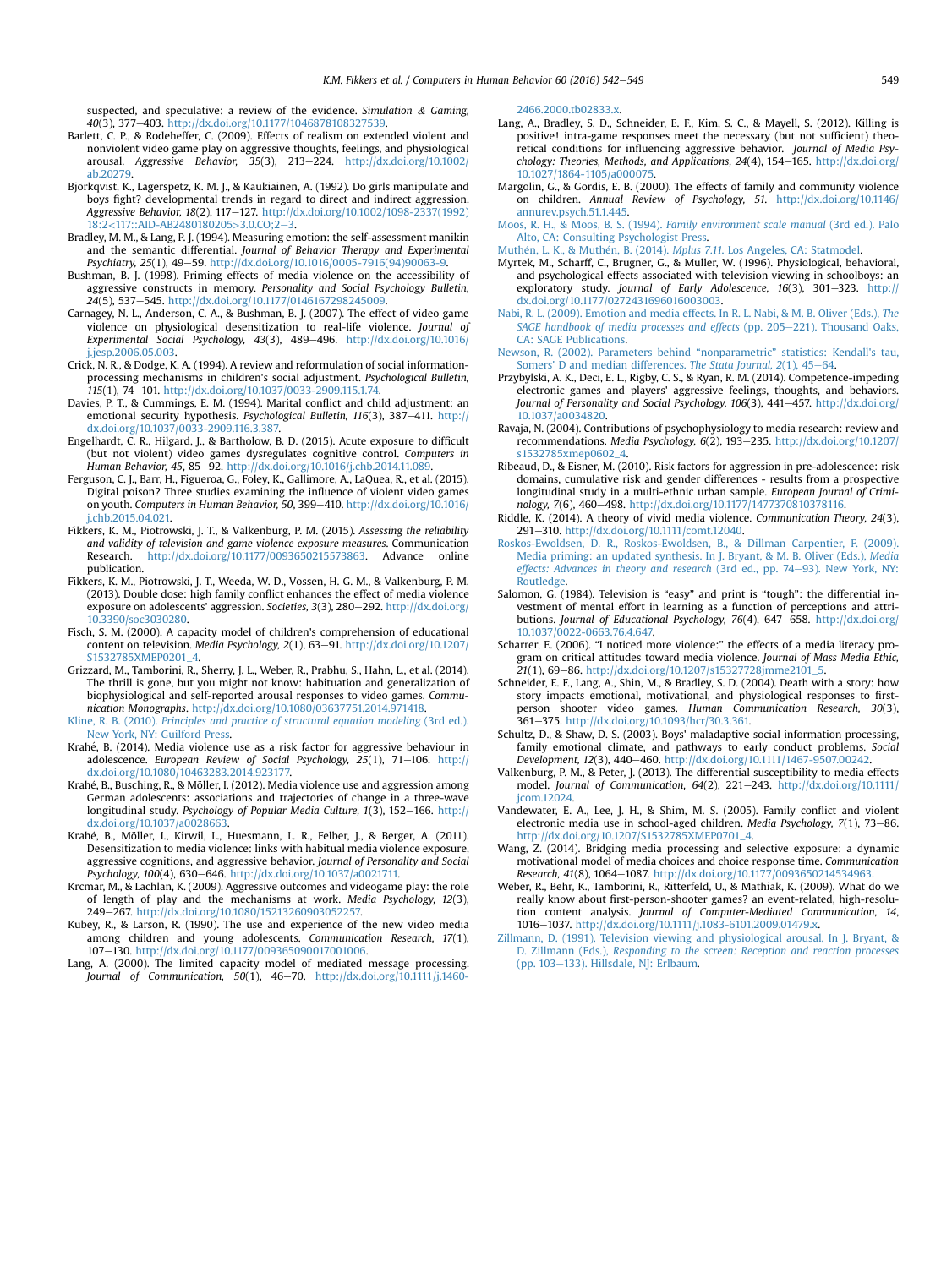suspected, and speculative: a review of the evidence. *Simulation & Gaming, 40*(3), 377–403. http://dx.doi.org/10.1177/1046878108327539.

Barlett, C. P., & Rodeheffer, C. (2009). Effects of realism on extended violent and nonviolent video game play on aggressive thoughts, feelings, and physiological arousal. *Aggressive Behavior, 35*(3), 213–224. http://dx.doi.org/10.1002/ab.20279.

Björkqvist, K., Lagerspetz, K. M. J., & Kaukiainen, A. (1992). Do girls manipulate and boys fight? developmental trends in regard to direct and indirect aggression. *Aggressive Behavior, 18*(2), 117–127. http://dx.doi.org/10.1002/1098-2337(1992)18:2<117::AID-AB2480180205>3.0.CO;2–3.

Bradley, M. M., & Lang, P. J. (1994). Measuring emotion: the self-assessment manikin and the semantic differential. *Journal of Behavior Therapy and Experimental Psychiatry, 25*(1), 49–59. http://dx.doi.org/10.1016/0005-7916(94)90063-9.

Bushman, B. J. (1998). Priming effects of media violence on the accessibility of aggressive constructs in memory. *Personality and Social Psychology Bulletin, 24*(5), 537–545. http://dx.doi.org/10.1177/0146167298245009.

Carnagey, N. L., Anderson, C. A., & Bushman, B. J. (2007). The effect of video game violence on physiological desensitization to real-life violence. *Journal of Experimental Social Psychology, 43*(3), 489–496. http://dx.doi.org/10.1016/j.jesp.2006.05.003.

Crick, N. R., & Dodge, K. A. (1994). A review and reformulation of social information-processing mechanisms in children's social adjustment. *Psychological Bulletin, 115*(1), 74–101. http://dx.doi.org/10.1037/0033-2909.115.1.74.

Davies, P. T., & Cummings, E. M. (1994). Marital conflict and child adjustment: an emotional security hypothesis. *Psychological Bulletin, 116*(3), 387–411. http://dx.doi.org/10.1037/0033-2909.116.3.387.

Engelhardt, C. R., Hilgard, J., & Bartholow, B. D. (2015). Acute exposure to difficult (but not violent) video games dysregulates cognitive control. *Computers in Human Behavior, 45*, 85–92. http://dx.doi.org/10.1016/j.chb.2014.11.089.

Ferguson, C. J., Barr, H., Figueroa, G., Foley, K., Gallimore, A., LaQuea, R., et al. (2015). Digital poison? Three studies examining the influence of violent video games on youth. *Computers in Human Behavior, 50*, 399–410. http://dx.doi.org/10.1016/j.chb.2015.04.021.

Fikkers, K. M., Piotrowski, J. T., & Valkenburg, P. M. (2015). *Assessing the reliability and validity of television and game violence exposure measures*. Communication Research. http://dx.doi.org/10.1177/0093650215573863. Advance online publication.

Fikkers, K. M., Piotrowski, J. T., Weeda, W. D., Vossen, H. G. M., & Valkenburg, P. M. (2013). Double dose: high family conflict enhances the effect of media violence exposure on adolescents' aggression. *Societies, 3*(3), 280–292. http://dx.doi.org/10.3390/soc3030280.

Fisch, S. M. (2000). A capacity model of children's comprehension of educational content on television. *Media Psychology, 2*(1), 63–91. http://dx.doi.org/10.1207/S1532785XMEP0201_4.

Grizzard, M., Tamborini, R., Sherry, J. L., Weber, R., Prabhu, S., Hahn, L., et al. (2014). The thrill is gone, but you might not know: habituation and generalization of biophysiological and self-reported arousal responses to video games. *Communication Monographs*. http://dx.doi.org/10.1080/03637751.2014.971418.

Kline, R. B. (2010). *Principles and practice of structural equation modeling* (3rd ed.). New York, NY: Guilford Press.

Krahé, B. (2014). Media violence use as a risk factor for aggressive behaviour in adolescence. *European Review of Social Psychology, 25*(1), 71–106. http://dx.doi.org/10.1080/10463283.2014.923177.

Krahé, B., Busching, R., & Möller, I. (2012). Media violence use and aggression among German adolescents: associations and trajectories of change in a three-wave longitudinal study. *Psychology of Popular Media Culture, 1*(3), 152–166. http://dx.doi.org/10.1037/a0028663.

Krahé, B., Möller, I., Kirwil, L., Huesmann, L. R., Felber, J., & Berger, A. (2011). Desensitization to media violence: links with habitual media violence exposure, aggressive cognitions, and aggressive behavior. *Journal of Personality and Social Psychology, 100*(4), 630–646. http://dx.doi.org/10.1037/a0021711.

Krcmar, M., & Lachlan, K. (2009). Aggressive outcomes and videogame play: the role of length of play and the mechanisms at work. *Media Psychology, 12*(3), 249–267. http://dx.doi.org/10.1080/15213260903052257.

Kubey, R., & Larson, R. (1990). The use and experience of the new video media among children and young adolescents. *Communication Research, 17*(1), 107–130. http://dx.doi.org/10.1177/009365090017001006.

Lang, A. (2000). The limited capacity model of mediated message processing. *Journal of Communication, 50*(1), 46–70. http://dx.doi.org/10.1111/j.1460-2466.2000.tb02833.x.

Lang, A., Bradley, S. D., Schneider, E. F., Kim, S. C., & Mayell, S. (2012). Killing is positive! intra-game responses meet the necessary (but not sufficient) theoretical conditions for influencing aggressive behavior. *Journal of Media Psychology: Theories, Methods, and Applications, 24*(4), 154–165. http://dx.doi.org/10.1027/1864-1105/a000075.

Margolin, G., & Gordis, E. B. (2000). The effects of family and community violence on children. *Annual Review of Psychology, 51*. http://dx.doi.org/10.1146/annurev.psych.51.1.445.

Moos, R. H., & Moos, B. S. (1994). *Family environment scale manual* (3rd ed.). Palo Alto, CA: Consulting Psychologist Press.

Muthén, L. K., & Muthén, B. (2014). *Mplus 7.11*. Los Angeles, CA: Statmodel.

Myrtek, M., Scharff, C., Brugner, G., & Muller, W. (1996). Physiological, behavioral, and psychological effects associated with television viewing in schoolboys: an exploratory study. *Journal of Early Adolescence, 16*(3), 301–323. http://dx.doi.org/10.1177/0272431696016003003.

Nabi, R. L. (2009). Emotion and media effects. In R. L. Nabi, & M. B. Oliver (Eds.), *The SAGE handbook of media processes and effects* (pp. 205–221). Thousand Oaks, CA: SAGE Publications.

Newson, R. (2002). Parameters behind "nonparametric" statistics: Kendall's tau, Somers' D and median differences. *The Stata Journal, 2*(1), 45–64.

Przybylski, A. K., Deci, E. L., Rigby, C. S., & Ryan, R. M. (2014). Competence-impeding electronic games and players' aggressive feelings, thoughts, and behaviors. *Journal of Personality and Social Psychology, 106*(3), 441–457. http://dx.doi.org/10.1037/a0034820.

Ravaja, N. (2004). Contributions of psychophysiology to media research: review and recommendations. *Media Psychology, 6*(2), 193–235. http://dx.doi.org/10.1207/s1532785xmep0602_4.

Ribeaud, D., & Eisner, M. (2010). Risk factors for aggression in pre-adolescence: risk domains, cumulative risk and gender differences - results from a prospective longitudinal study in a multi-ethnic urban sample. *European Journal of Criminology, 7*(6), 460–498. http://dx.doi.org/10.1177/1477370810378116.

Riddle, K. (2014). A theory of vivid media violence. *Communication Theory, 24*(3), 291–310. http://dx.doi.org/10.1111/comt.12040.

Roskos-Ewoldsen, D. R., Roskos-Ewoldsen, B., & Dillman Carpentier, F. (2009). Media priming: an updated synthesis. In J. Bryant, & M. B. Oliver (Eds.), *Media effects: Advances in theory and research* (3rd ed., pp. 74–93). New York, NY: Routledge.

Salomon, G. (1984). Television is "easy" and print is "tough": the differential investment of mental effort in learning as a function of perceptions and attributions. *Journal of Educational Psychology, 76*(4), 647–658. http://dx.doi.org/10.1037/0022-0663.76.4.647.

Scharrer, E. (2006). "I noticed more violence:" the effects of a media literacy program on critical attitudes toward media violence. *Journal of Mass Media Ethic, 21*(1), 69–86. http://dx.doi.org/10.1207/s15327728jmme2101_5.

Schneider, E. F., Lang, A., Shin, M., & Bradley, S. D. (2004). Death with a story: how story impacts emotional, motivational, and physiological responses to first-person shooter video games. *Human Communication Research, 30*(3), 361–375. http://dx.doi.org/10.1093/hcr/30.3.361.

Schultz, D., & Shaw, D. S. (2003). Boys' maladaptive social information processing, family emotional climate, and pathways to early conduct problems. *Social Development, 12*(3), 440–460. http://dx.doi.org/10.1111/1467-9507.00242.

Valkenburg, P. M., & Peter, J. (2013). The differential susceptibility to media effects model. *Journal of Communication, 64*(2), 221–243. http://dx.doi.org/10.1111/jcom.12024.

Vandewater, E. A., Lee, J. H., & Shim, M. S. (2005). Family conflict and violent electronic media use in school-aged children. *Media Psychology, 7*(1), 73–86. http://dx.doi.org/10.1207/S1532785XMEP0701_4.

Wang, Z. (2014). Bridging media processing and selective exposure: a dynamic motivational model of media choices and choice response time. *Communication Research, 41*(8), 1064–1087. http://dx.doi.org/10.1177/0093650214534963.

Weber, R., Behr, K., Tamborini, R., Ritterfeld, U., & Mathiak, K. (2009). What do we really know about first-person-shooter games? an event-related, high-resolution content analysis. *Journal of Computer-Mediated Communication, 14*, 1016–1037. http://dx.doi.org/10.1111/j.1083-6101.2009.01479.x.

Zillmann, D. (1991). Television viewing and physiological arousal. In J. Bryant, & D. Zillmann (Eds.), *Responding to the screen: Reception and reaction processes* (pp. 103–133). Hillsdale, NJ: Erlbaum.